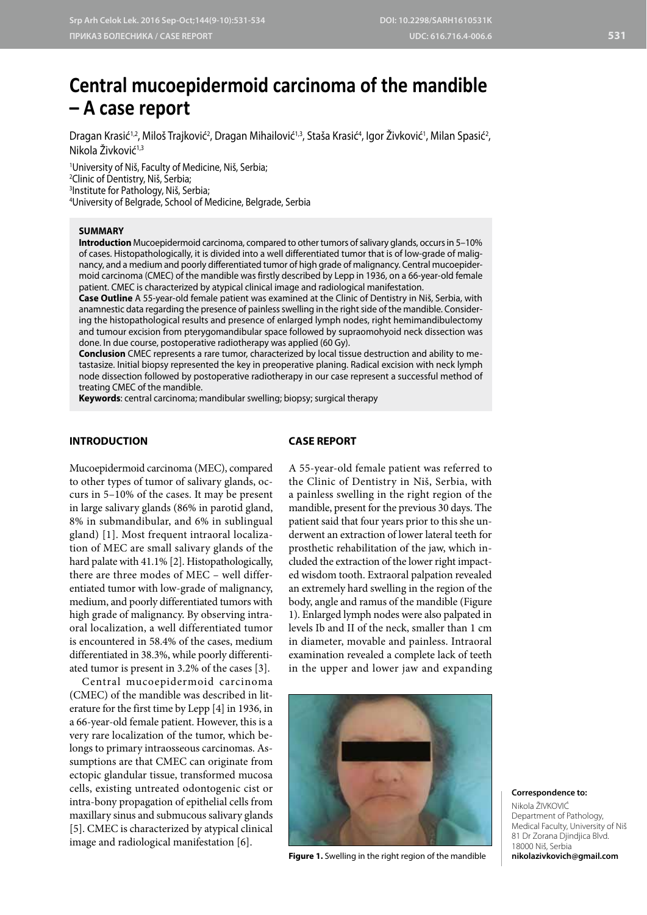# Central mucoepidermoid carcinoma of the mandible – A case report

Dragan Krasić[1,2], Miloš Trajković[2], Dragan Mihailović[1,3], Staša Krasić[4], Igor Živković[1], Milan Spasić[2], Nikola Živković[1,3]

[1]University of Niš, Faculty of Medicine, Niš, Serbia;
[2]Clinic of Dentistry, Niš, Serbia;
[3]Institute for Pathology, Niš, Serbia;
[4]University of Belgrade, School of Medicine, Belgrade, Serbia

## SUMMARY

**Introduction** Mucoepidermoid carcinoma, compared to other tumors of salivary glands, occurs in 5–10% of cases. Histopathologically, it is divided into a well differentiated tumor that is of low-grade of malignancy, and a medium and poorly differentiated tumor of high grade of malignancy. Central mucoepidermoid carcinoma (CMEC) of the mandible was firstly described by Lepp in 1936, on a 66-year-old female patient. CMEC is characterized by atypical clinical image and radiological manifestation.

**Case Outline** A 55-year-old female patient was examined at the Clinic of Dentistry in Niš, Serbia, with anamnestic data regarding the presence of painless swelling in the right side of the mandible. Considering the histopathological results and presence of enlarged lymph nodes, right hemimandibulectomy and tumour excision from pterygomandibular space followed by supraomohyoid neck dissection was done. In due course, postoperative radiotherapy was applied (60 Gy).

**Conclusion** CMEC represents a rare tumor, characterized by local tissue destruction and ability to metastasize. Initial biopsy represented the key in preoperative planing. Radical excision with neck lymph node dissection followed by postoperative radiotherapy in our case represent a successful method of treating CMEC of the mandible.

**Keywords**: central carcinoma; mandibular swelling; biopsy; surgical therapy

## INTRODUCTION

Mucoepidermoid carcinoma (MEC), compared to other types of tumor of salivary glands, occurs in 5–10% of the cases. It may be present in large salivary glands (86% in parotid gland, 8% in submandibular, and 6% in sublingual gland) [1]. Most frequent intraoral localization of MEC are small salivary glands of the hard palate with 41.1% [2]. Histopathologically, there are three modes of MEC – well differentiated tumor with low-grade of malignancy, medium, and poorly differentiated tumors with high grade of malignancy. By observing intraoral localization, a well differentiated tumor is encountered in 58.4% of the cases, medium differentiated in 38.3%, while poorly differentiated tumor is present in 3.2% of the cases [3].

Central mucoepidermoid carcinoma (CMEC) of the mandible was described in literature for the first time by Lepp [4] in 1936, in a 66-year-old female patient. However, this is a very rare localization of the tumor, which belongs to primary intraosseous carcinomas. Assumptions are that CMEC can originate from ectopic glandular tissue, transformed mucosa cells, existing untreated odontogenic cist or intra-bony propagation of epithelial cells from maxillary sinus and submucous salivary glands [5]. CMEC is characterized by atypical clinical image and radiological manifestation [6].

## CASE REPORT

A 55-year-old female patient was referred to the Clinic of Dentistry in Niš, Serbia, with a painless swelling in the right region of the mandible, present for the previous 30 days. The patient said that four years prior to this she underwent an extraction of lower lateral teeth for prosthetic rehabilitation of the jaw, which included the extraction of the lower right impacted wisdom tooth. Extraoral palpation revealed an extremely hard swelling in the region of the body, angle and ramus of the mandible (Figure 1). Enlarged lymph nodes were also palpated in levels Ib and II of the neck, smaller than 1 cm in diameter, movable and painless. Intraoral examination revealed a complete lack of teeth in the upper and lower jaw and expanding

**Figure 1.** Swelling in the right region of the mandible

**Correspondence to:**
Nikola ŽIVKOVIĆ
Department of Pathology, Medical Faculty, University of Niš
81 Dr Zorana Djindjica Blvd.
18000 Niš, Serbia
**nikolazivkovich@gmail.com**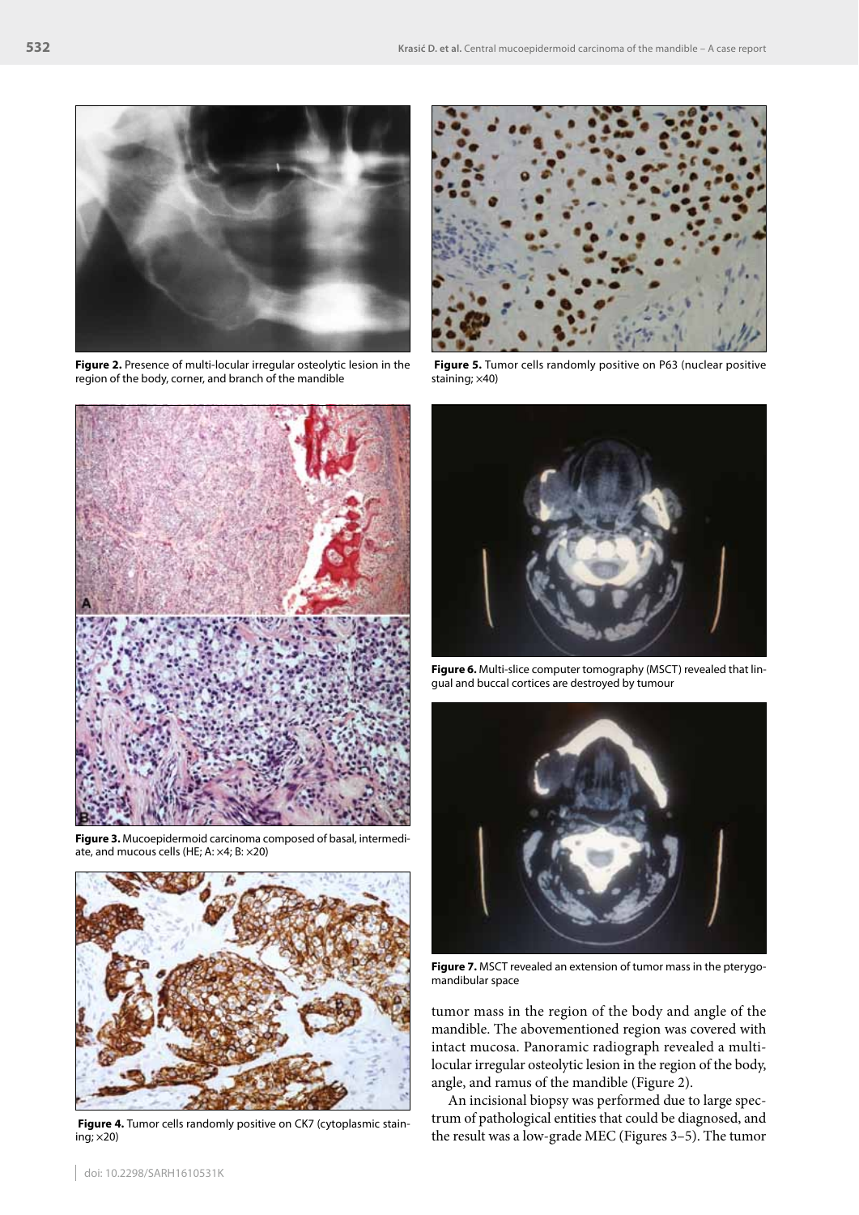Figure 2. Presence of multi-locular irregular osteolytic lesion in the region of the body, corner, and branch of the mandible

Figure 3. Mucoepidermoid carcinoma composed of basal, intermediate, and mucous cells (HE; A: ×4; B: ×20)

Figure 4. Tumor cells randomly positive on CK7 (cytoplasmic staining; ×20)

Figure 5. Tumor cells randomly positive on P63 (nuclear positive staining; ×40)

Figure 6. Multi-slice computer tomography (MSCT) revealed that lingual and buccal cortices are destroyed by tumour

Figure 7. MSCT revealed an extension of tumor mass in the pterygomandibular space

tumor mass in the region of the body and angle of the mandible. The abovementioned region was covered with intact mucosa. Panoramic radiograph revealed a multilocular irregular osteolytic lesion in the region of the body, angle, and ramus of the mandible (Figure 2).

An incisional biopsy was performed due to large spectrum of pathological entities that could be diagnosed, and the result was a low-grade MEC (Figures 3–5). The tumor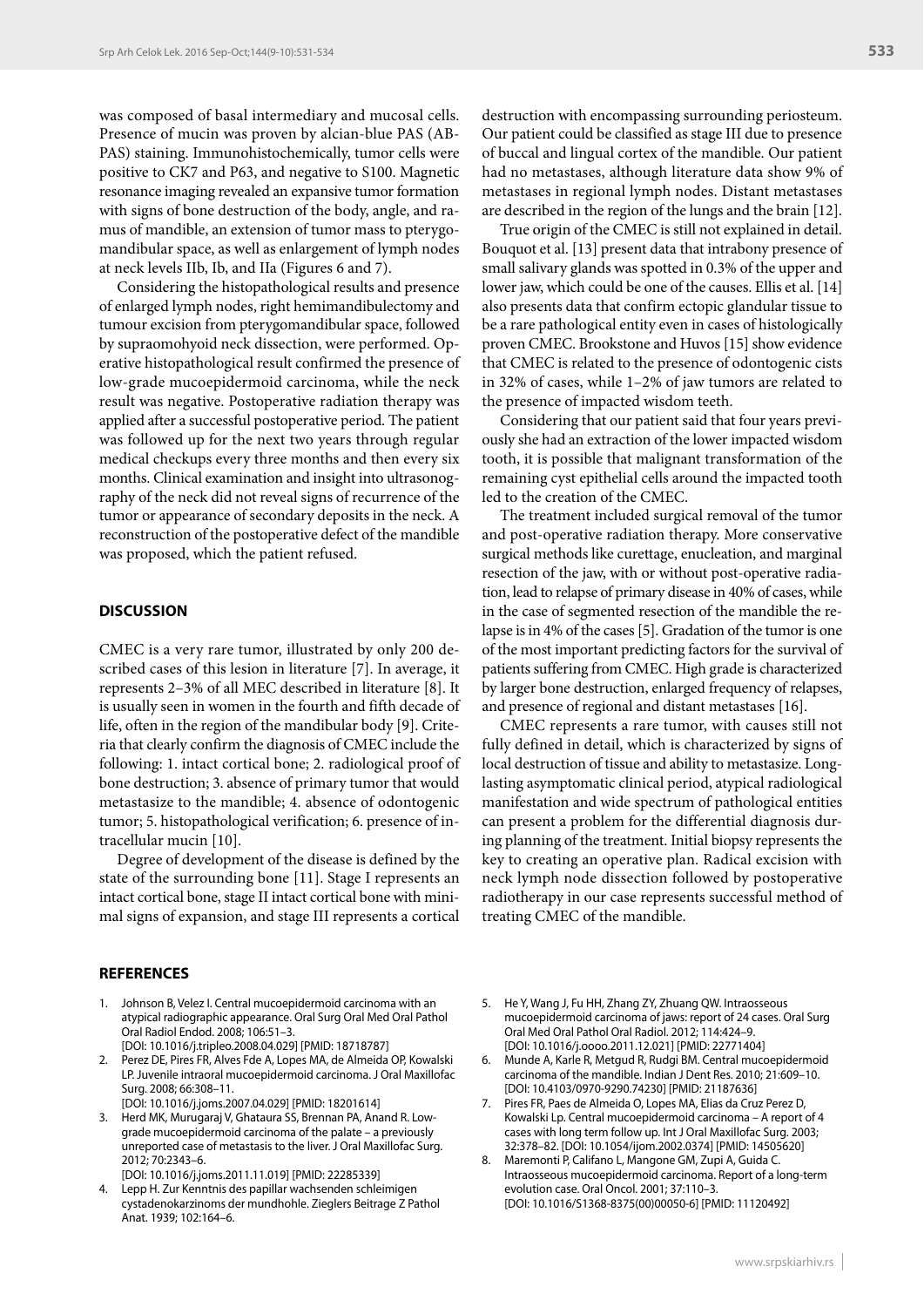was composed of basal intermediary and mucosal cells. Presence of mucin was proven by alcian-blue PAS (AB-PAS) staining. Immunohistochemically, tumor cells were positive to CK7 and P63, and negative to S100. Magnetic resonance imaging revealed an expansive tumor formation with signs of bone destruction of the body, angle, and ramus of mandible, an extension of tumor mass to pterygomandibular space, as well as enlargement of lymph nodes at neck levels IIb, Ib, and IIa (Figures 6 and 7).

Considering the histopathological results and presence of enlarged lymph nodes, right hemimandibulectomy and tumour excision from pterygomandibular space, followed by supraomohyoid neck dissection, were performed. Operative histopathological result confirmed the presence of low-grade mucoepidermoid carcinoma, while the neck result was negative. Postoperative radiation therapy was applied after a successful postoperative period. The patient was followed up for the next two years through regular medical checkups every three months and then every six months. Clinical examination and insight into ultrasonography of the neck did not reveal signs of recurrence of the tumor or appearance of secondary deposits in the neck. A reconstruction of the postoperative defect of the mandible was proposed, which the patient refused.

## DISCUSSION

CMEC is a very rare tumor, illustrated by only 200 described cases of this lesion in literature [7]. In average, it represents 2–3% of all MEC described in literature [8]. It is usually seen in women in the fourth and fifth decade of life, often in the region of the mandibular body [9]. Criteria that clearly confirm the diagnosis of CMEC include the following: 1. intact cortical bone; 2. radiological proof of bone destruction; 3. absence of primary tumor that would metastasize to the mandible; 4. absence of odontogenic tumor; 5. histopathological verification; 6. presence of intracellular mucin [10].

Degree of development of the disease is defined by the state of the surrounding bone [11]. Stage I represents an intact cortical bone, stage II intact cortical bone with minimal signs of expansion, and stage III represents a cortical destruction with encompassing surrounding periosteum. Our patient could be classified as stage III due to presence of buccal and lingual cortex of the mandible. Our patient had no metastases, although literature data show 9% of metastases in regional lymph nodes. Distant metastases are described in the region of the lungs and the brain [12].

True origin of the CMEC is still not explained in detail. Bouquot et al. [13] present data that intrabony presence of small salivary glands was spotted in 0.3% of the upper and lower jaw, which could be one of the causes. Ellis et al. [14] also presents data that confirm ectopic glandular tissue to be a rare pathological entity even in cases of histologically proven CMEC. Brookstone and Huvos [15] show evidence that CMEC is related to the presence of odontogenic cists in 32% of cases, while 1–2% of jaw tumors are related to the presence of impacted wisdom teeth.

Considering that our patient said that four years previously she had an extraction of the lower impacted wisdom tooth, it is possible that malignant transformation of the remaining cyst epithelial cells around the impacted tooth led to the creation of the CMEC.

The treatment included surgical removal of the tumor and post-operative radiation therapy. More conservative surgical methods like curettage, enucleation, and marginal resection of the jaw, with or without post-operative radiation, lead to relapse of primary disease in 40% of cases, while in the case of segmented resection of the mandible the relapse is in 4% of the cases [5]. Gradation of the tumor is one of the most important predicting factors for the survival of patients suffering from CMEC. High grade is characterized by larger bone destruction, enlarged frequency of relapses, and presence of regional and distant metastases [16].

CMEC represents a rare tumor, with causes still not fully defined in detail, which is characterized by signs of local destruction of tissue and ability to metastasize. Long-lasting asymptomatic clinical period, atypical radiological manifestation and wide spectrum of pathological entities can present a problem for the differential diagnosis during planning of the treatment. Initial biopsy represents the key to creating an operative plan. Radical excision with neck lymph node dissection followed by postoperative radiotherapy in our case represents successful method of treating CMEC of the mandible.

## REFERENCES

1. Johnson B, Velez I. Central mucoepidermoid carcinoma with an atypical radiographic appearance. Oral Surg Oral Med Oral Pathol Oral Radiol Endod. 2008; 106:51–3. [DOI: 10.1016/j.tripleo.2008.04.029] [PMID: 18718787]
2. Perez DE, Pires FR, Alves Fde A, Lopes MA, de Almeida OP, Kowalski LP. Juvenile intraoral mucoepidermoid carcinoma. J Oral Maxillofac Surg. 2008; 66:308–11. [DOI: 10.1016/j.joms.2007.04.029] [PMID: 18201614]
3. Herd MK, Murugaraj V, Ghataura SS, Brennan PA, Anand R. Low-grade mucoepidermoid carcinoma of the palate – a previously unreported case of metastasis to the liver. J Oral Maxillofac Surg. 2012; 70:2343–6. [DOI: 10.1016/j.joms.2011.11.019] [PMID: 22285339]
4. Lepp H. Zur Kenntnis des papillar wachsenden schleimigen cystadenokarzinoms der mundhohle. Zieglers Beitrage Z Pathol Anat. 1939; 102:164–6.
5. He Y, Wang J, Fu HH, Zhang ZY, Zhuang QW. Intraosseous mucoepidermoid carcinoma of jaws: report of 24 cases. Oral Surg Oral Med Oral Pathol Oral Radiol. 2012; 114:424–9. [DOI: 10.1016/j.oooo.2011.12.021] [PMID: 22771404]
6. Munde A, Karle R, Metgud R, Rudgi BM. Central mucoepidermoid carcinoma of the mandible. Indian J Dent Res. 2010; 21:609–10. [DOI: 10.4103/0970-9290.74230] [PMID: 21187636]
7. Pires FR, Paes de Almeida O, Lopes MA, Elias da Cruz Perez D, Kowalski Lp. Central mucoepidermoid carcinoma – A report of 4 cases with long term follow up. Int J Oral Maxillofac Surg. 2003; 32:378–82. [DOI: 10.1054/ijom.2002.0374] [PMID: 14505620]
8. Maremonti P, Califano L, Mangone GM, Zupi A, Guida C. Intraosseous mucoepidermoid carcinoma. Report of a long-term evolution case. Oral Oncol. 2001; 37:110–3. [DOI: 10.1016/S1368-8375(00)00050-6] [PMID: 11120492]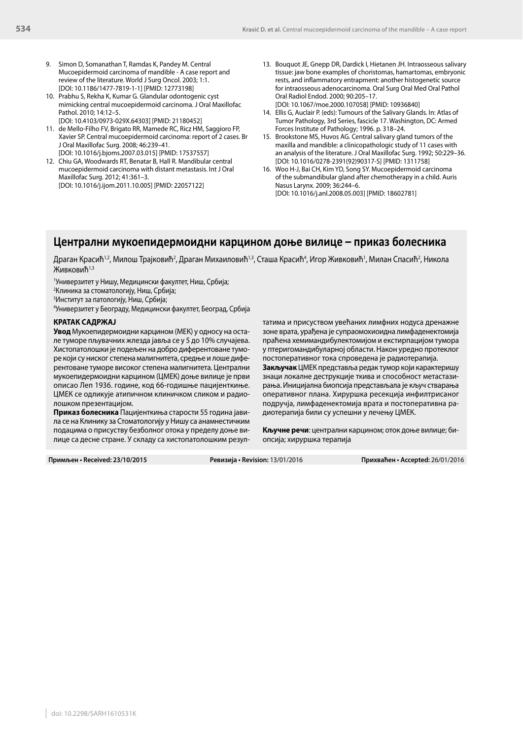9. Simon D, Somanathan T, Ramdas K, Pandey M. Central Mucoepidermoid carcinoma of mandible - A case report and review of the literature. World J Surg Oncol. 2003; 1:1. [DOI: 10.1186/1477-7819-1-1] [PMID: 12773198]
10. Prabhu S, Rekha K, Kumar G. Glandular odontogenic cyst mimicking central mucoepidermoid carcinoma. J Oral Maxillofac Pathol. 2010; 14:12–5. [DOI: 10.4103/0973-029X.64303] [PMID: 21180452]
11. de Mello-Filho FV, Brigato RR, Mamede RC, Ricz HM, Saggioro FP, Xavier SP. Central mucoepidermoid carcinoma: report of 2 cases. Br J Oral Maxillofac Surg. 2008; 46:239–41. [DOI: 10.1016/j.bjoms.2007.03.015] [PMID: 17537557]
12. Chiu GA, Woodwards RT, Benatar B, Hall R. Mandibular central mucoepidermoid carcinoma with distant metastasis. Int J Oral Maxillofac Surg. 2012; 41:361–3. [DOI: 10.1016/j.ijom.2011.10.005] [PMID: 22057122]
13. Bouquot JE, Gnepp DR, Dardick I, Hietanen JH. Intraosseous salivary tissue: jaw bone examples of choristomas, hamartomas, embryonic rests, and inflammatory entrapment: another histogenetic source for intraosseous adenocarcinoma. Oral Surg Oral Med Oral Pathol Oral Radiol Endod. 2000; 90:205–17. [DOI: 10.1067/moe.2000.107058] [PMID: 10936840]
14. Ellis G, Auclair P. (eds): Tumours of the Salivary Glands. In: Atlas of Tumor Pathology, 3rd Series, fascicle 17. Washington, DC: Armed Forces Institute of Pathology; 1996. p. 318–24.
15. Brookstone MS, Huvos AG. Central salivary gland tumors of the maxilla and mandible: a clinicopathologic study of 11 cases with an analysis of the literature. J Oral Maxillofac Surg. 1992; 50:229–36. [DOI: 10.1016/0278-2391(92)90317-S] [PMID: 1311758]
16. Woo H-J, Bai CH, Kim YD, Song SY. Mucoepidermoid carcinoma of the submandibular gland after chemotherapy in a child. Auris Nasus Larynx. 2009; 36:244–6. [DOI: 10.1016/j.anl.2008.05.003] [PMID: 18602781]

## Централни мукоепидермоидни карцином доње вилице – приказ болесника

Драган Красић[1,2], Милош Трајковић[2], Драган Михаиловић[1,3], Сташа Красић[4], Игор Живковић[1], Милан Спасић[2], Никола Живковић[1,3]

[1]Универзитет у Нишу, Медицински факултет, Ниш, Србија;
[2]Клиника за стоматологију, Ниш, Србија;
[3]Институт за патологију, Ниш, Србија;
[4]Универзитет у Београду, Медицински факултет, Београд, Србија

### КРАТАК САДРЖАЈ

**Увод** Мукоепидермоидни карцином (МЕК) у односу на остале туморе пљувачних жлезда јавља се у 5 до 10% случајева. Хистопатолошки је подељен на добро диферентоване туморе који су ниског степена малигнитета, средње и лоше диферентоване туморе високог степена малигнитета. Централни мукоепидермоидни карцином (ЦМЕК) доње вилице је први описао Леп 1936. године, код 66-годишње пацијенткиње. ЦМЕК се одликује атипичном клиничком сликом и радиолошком презентацијом.

**Приказ болесника** Пацијенткиња старости 55 година јавила се на Клинику за Стоматологију у Нишу са анамнестичким подацима о присуству безболног отока у пределу доње вилице са десне стране. У складу са хистопатолошким резултатима и присуством увећаних лимфних нодуса дренажне зоне врата, урађена је супраомохиоидна лимфаденектомија праћена хемимандибулектомијом и екстирпацијом тумора у птеригомандибуларној области. Након уредно протеклог постоперативног тока спроведена је радиотерапија.

**Закључак** ЦМЕК представља редак тумор који карактеришу знаци локалне деструкције ткива и способност метастазирања. Иницијална биопсија представљала је кључ стварања оперативног плана. Хируршка ресекција инфилтрисаног подручја, лимфаденектомија врата и постоперативна радиотерапија били су успешни у лечењу ЦМЕК.

**Кључне речи**: централни карцином; оток доње вилице; биопсија; хируршка терапија

**Примљен • Received: 23/10/2015** | **Ревизија • Revision:** 13/01/2016 | **Прихваћен • Accepted:** 26/01/2016